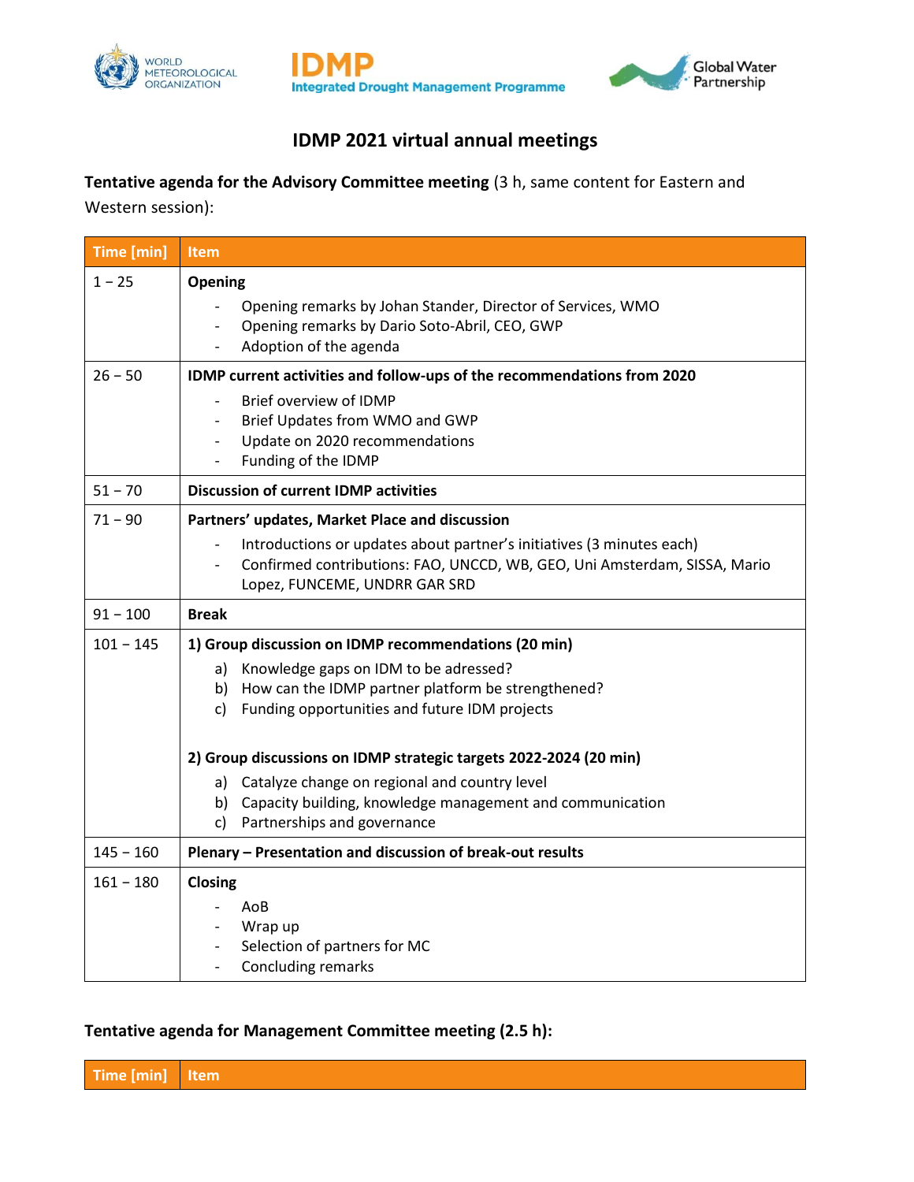# IDMP 2021 virtual annual meetings

**Tentative agenda for the Advisory Committee meeting** (3 h, same content for Eastern and Western session):

| Time [min] | Item |
|---|---|
| 1 – 25 | **Opening**<br>- Opening remarks by Johan Stander, Director of Services, WMO<br>- Opening remarks by Dario Soto-Abril, CEO, GWP<br>- Adoption of the agenda |
| 26 – 50 | **IDMP current activities and follow-ups of the recommendations from 2020**<br>- Brief overview of IDMP<br>- Brief Updates from WMO and GWP<br>- Update on 2020 recommendations<br>- Funding of the IDMP |
| 51 – 70 | **Discussion of current IDMP activities** |
| 71 – 90 | **Partners' updates, Market Place and discussion**<br>- Introductions or updates about partner's initiatives (3 minutes each)<br>- Confirmed contributions: FAO, UNCCD, WB, GEO, Uni Amsterdam, SISSA, Mario Lopez, FUNCEME, UNDRR GAR SRD |
| 91 – 100 | **Break** |
| 101 – 145 | **1) Group discussion on IDMP recommendations (20 min)**<br>a) Knowledge gaps on IDM to be adressed?<br>b) How can the IDMP partner platform be strengthened?<br>c) Funding opportunities and future IDM projects<br><br>**2) Group discussions on IDMP strategic targets 2022-2024 (20 min)**<br>a) Catalyze change on regional and country level<br>b) Capacity building, knowledge management and communication<br>c) Partnerships and governance |
| 145 – 160 | **Plenary – Presentation and discussion of break-out results** |
| 161 – 180 | **Closing**<br>- AoB<br>- Wrap up<br>- Selection of partners for MC<br>- Concluding remarks |

**Tentative agenda for Management Committee meeting (2.5 h):**

| Time [min] | Item |
|---|---|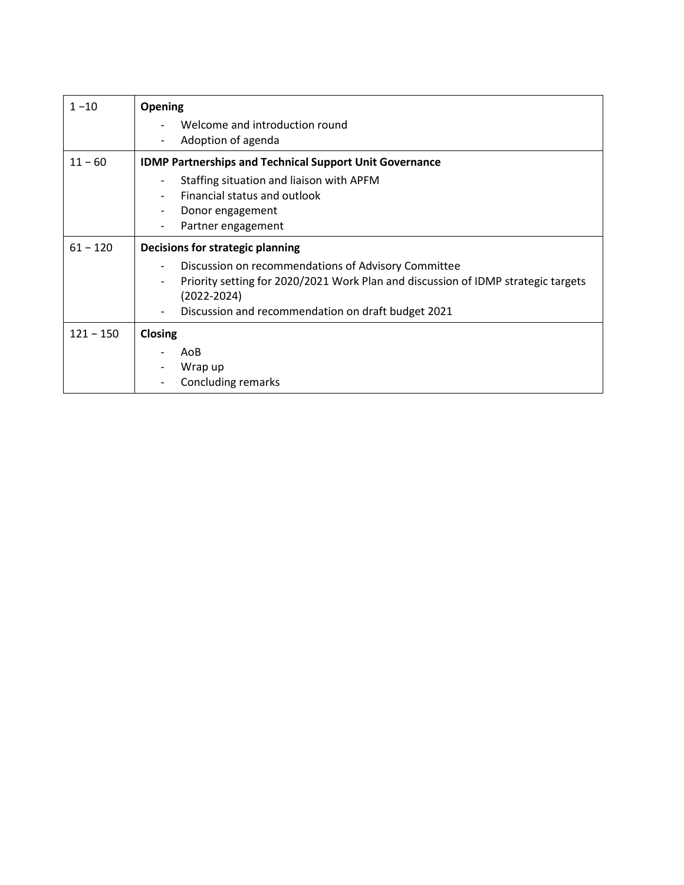| | |
|---|---|
| 1 –10 | **Opening**<br>- Welcome and introduction round<br>- Adoption of agenda |
| 11 – 60 | **IDMP Partnerships and Technical Support Unit Governance**<br>- Staffing situation and liaison with APFM<br>- Financial status and outlook<br>- Donor engagement<br>- Partner engagement |
| 61 – 120 | **Decisions for strategic planning**<br>- Discussion on recommendations of Advisory Committee<br>- Priority setting for 2020/2021 Work Plan and discussion of IDMP strategic targets (2022-2024)<br>- Discussion and recommendation on draft budget 2021 |
| 121 – 150 | **Closing**<br>- AoB<br>- Wrap up<br>- Concluding remarks |